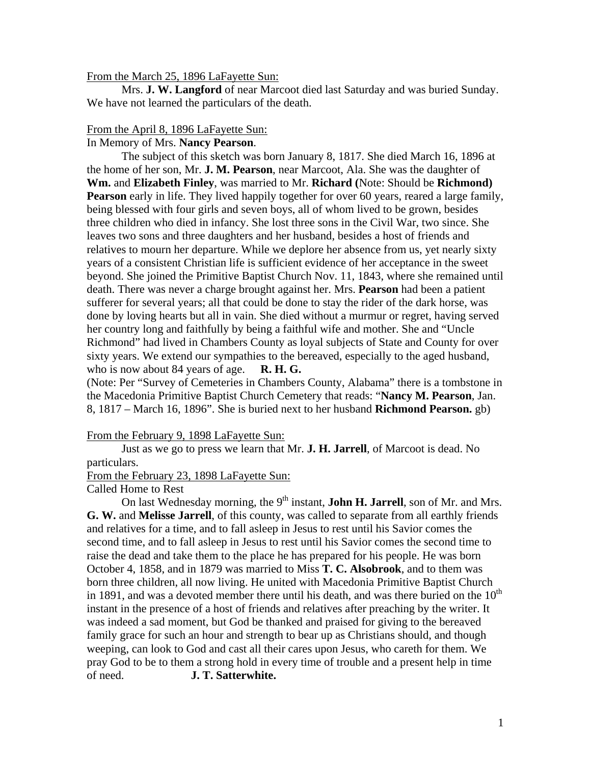From the March 25, 1896 LaFayette Sun:

Mrs. **J. W. Langford** of near Marcoot died last Saturday and was buried Sunday. We have not learned the particulars of the death.

From the April 8, 1896 LaFayette Sun:

In Memory of Mrs. **Nancy Pearson**.

The subject of this sketch was born January 8, 1817. She died March 16, 1896 at the home of her son, Mr. **J. M. Pearson**, near Marcoot, Ala. She was the daughter of **Wm.** and **Elizabeth Finley**, was married to Mr. **Richard (**Note: Should be **Richmond) Pearson** early in life. They lived happily together for over 60 years, reared a large family, being blessed with four girls and seven boys, all of whom lived to be grown, besides three children who died in infancy. She lost three sons in the Civil War, two since. She leaves two sons and three daughters and her husband, besides a host of friends and relatives to mourn her departure. While we deplore her absence from us, yet nearly sixty years of a consistent Christian life is sufficient evidence of her acceptance in the sweet beyond. She joined the Primitive Baptist Church Nov. 11, 1843, where she remained until death. There was never a charge brought against her. Mrs. **Pearson** had been a patient sufferer for several years; all that could be done to stay the rider of the dark horse, was done by loving hearts but all in vain. She died without a murmur or regret, having served her country long and faithfully by being a faithful wife and mother. She and "Uncle Richmond" had lived in Chambers County as loyal subjects of State and County for over sixty years. We extend our sympathies to the bereaved, especially to the aged husband, who is now about 84 years of age. **R. H. G.**

(Note: Per "Survey of Cemeteries in Chambers County, Alabama" there is a tombstone in the Macedonia Primitive Baptist Church Cemetery that reads: "**Nancy M. Pearson**, Jan. 8, 1817 – March 16, 1896". She is buried next to her husband **Richmond Pearson.** gb)

From the February 9, 1898 LaFayette Sun:

Just as we go to press we learn that Mr. **J. H. Jarrell**, of Marcoot is dead. No particulars.

From the February 23, 1898 LaFayette Sun:

Called Home to Rest

On last Wednesday morning, the 9th instant, **John H. Jarrell**, son of Mr. and Mrs. **G. W.** and **Melisse Jarrell**, of this county, was called to separate from all earthly friends and relatives for a time, and to fall asleep in Jesus to rest until his Savior comes the second time, and to fall asleep in Jesus to rest until his Savior comes the second time to raise the dead and take them to the place he has prepared for his people. He was born October 4, 1858, and in 1879 was married to Miss **T. C. Alsobrook**, and to them was born three children, all now living. He united with Macedonia Primitive Baptist Church in 1891, and was a devoted member there until his death, and was there buried on the 10th instant in the presence of a host of friends and relatives after preaching by the writer. It was indeed a sad moment, but God be thanked and praised for giving to the bereaved family grace for such an hour and strength to bear up as Christians should, and though weeping, can look to God and cast all their cares upon Jesus, who careth for them. We pray God to be to them a strong hold in every time of trouble and a present help in time of need. **J. T. Satterwhite.**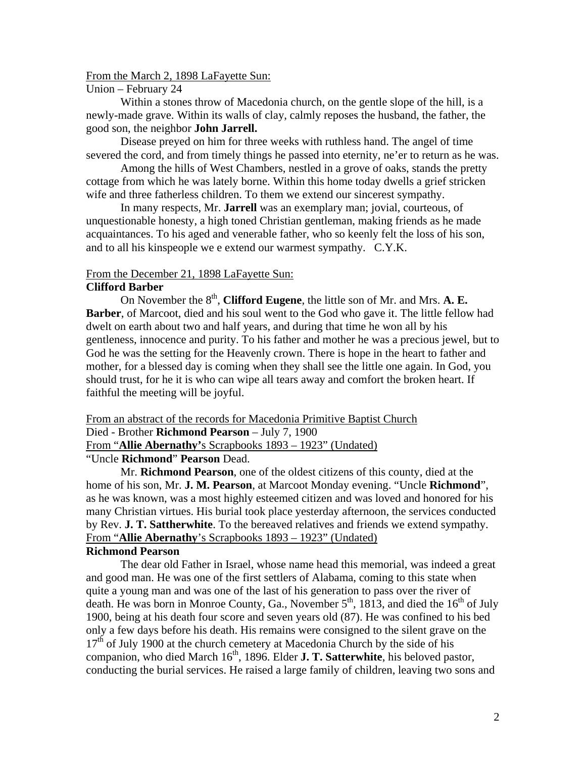From the March 2, 1898 LaFayette Sun:

Union – February 24

Within a stones throw of Macedonia church, on the gentle slope of the hill, is a newly-made grave. Within its walls of clay, calmly reposes the husband, the father, the good son, the neighbor **John Jarrell.**

Disease preyed on him for three weeks with ruthless hand. The angel of time severed the cord, and from timely things he passed into eternity, ne'er to return as he was.

Among the hills of West Chambers, nestled in a grove of oaks, stands the pretty cottage from which he was lately borne. Within this home today dwells a grief stricken wife and three fatherless children. To them we extend our sincerest sympathy.

In many respects, Mr. **Jarrell** was an exemplary man; jovial, courteous, of unquestionable honesty, a high toned Christian gentleman, making friends as he made acquaintances. To his aged and venerable father, who so keenly felt the loss of his son, and to all his kinspeople we e extend our warmest sympathy. C.Y.K.

From the December 21, 1898 LaFayette Sun:

**Clifford Barber**

On November the 8th, **Clifford Eugene**, the little son of Mr. and Mrs. **A. E. Barber**, of Marcoot, died and his soul went to the God who gave it. The little fellow had dwelt on earth about two and half years, and during that time he won all by his gentleness, innocence and purity. To his father and mother he was a precious jewel, but to God he was the setting for the Heavenly crown. There is hope in the heart to father and mother, for a blessed day is coming when they shall see the little one again. In God, you should trust, for he it is who can wipe all tears away and comfort the broken heart. If faithful the meeting will be joyful.

From an abstract of the records for Macedonia Primitive Baptist Church

Died - Brother **Richmond Pearson** – July 7, 1900

From "**Allie Abernathy'**s Scrapbooks 1893 – 1923" (Undated)

"Uncle **Richmond**" **Pearson** Dead.

Mr. **Richmond Pearson**, one of the oldest citizens of this county, died at the home of his son, Mr. **J. M. Pearson**, at Marcoot Monday evening. "Uncle **Richmond**", as he was known, was a most highly esteemed citizen and was loved and honored for his many Christian virtues. His burial took place yesterday afternoon, the services conducted by Rev. **J. T. Sattherwhite**. To the bereaved relatives and friends we extend sympathy.

From "**Allie Abernathy**'s Scrapbooks 1893 – 1923" (Undated)

**Richmond Pearson**

The dear old Father in Israel, whose name head this memorial, was indeed a great and good man. He was one of the first settlers of Alabama, coming to this state when quite a young man and was one of the last of his generation to pass over the river of death. He was born in Monroe County, Ga., November 5th, 1813, and died the 16th of July 1900, being at his death four score and seven years old (87). He was confined to his bed only a few days before his death. His remains were consigned to the silent grave on the 17th of July 1900 at the church cemetery at Macedonia Church by the side of his companion, who died March 16th, 1896. Elder **J. T. Satterwhite**, his beloved pastor, conducting the burial services. He raised a large family of children, leaving two sons and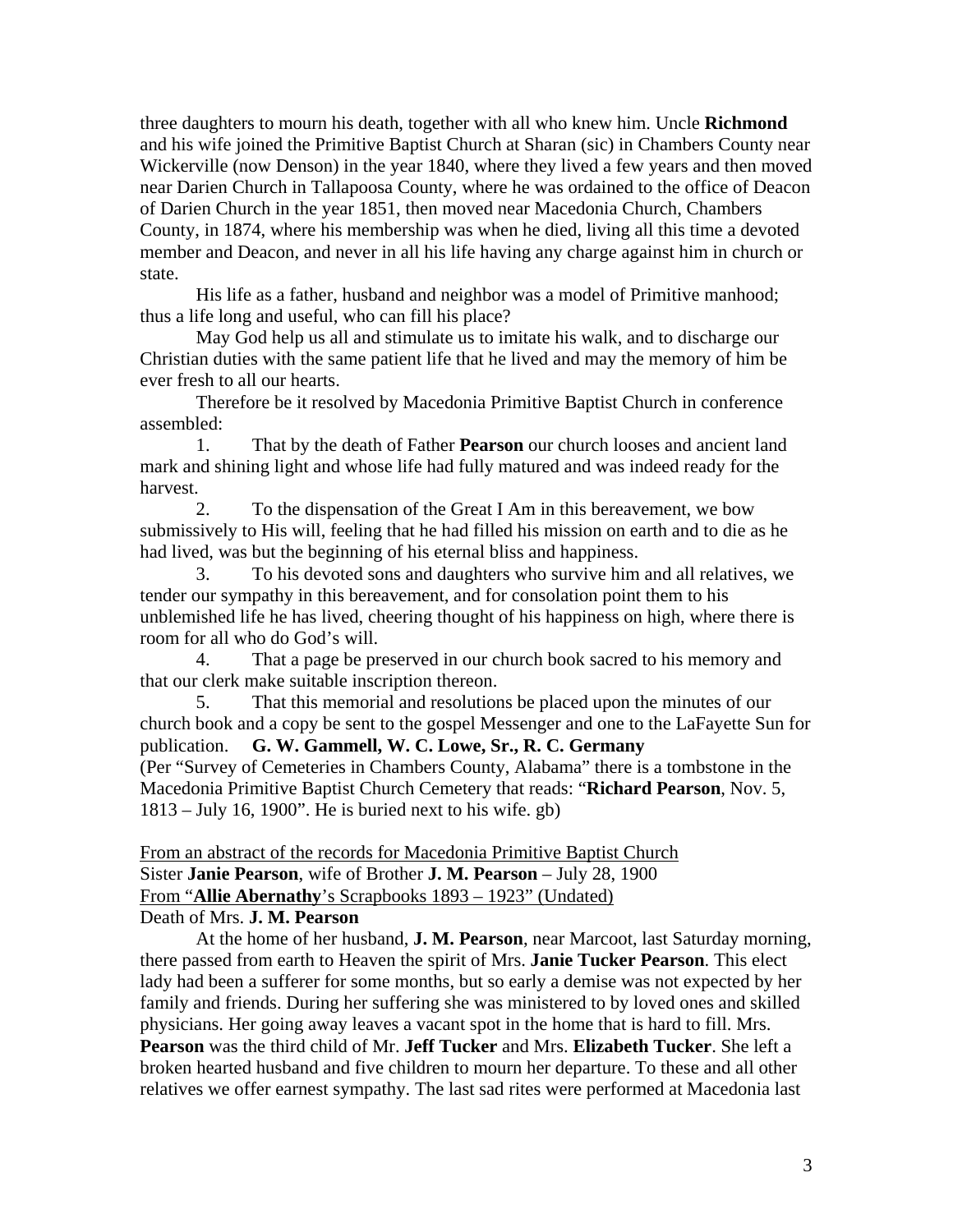three daughters to mourn his death, together with all who knew him. Uncle **Richmond** and his wife joined the Primitive Baptist Church at Sharan (sic) in Chambers County near Wickerville (now Denson) in the year 1840, where they lived a few years and then moved near Darien Church in Tallapoosa County, where he was ordained to the office of Deacon of Darien Church in the year 1851, then moved near Macedonia Church, Chambers County, in 1874, where his membership was when he died, living all this time a devoted member and Deacon, and never in all his life having any charge against him in church or state.

His life as a father, husband and neighbor was a model of Primitive manhood; thus a life long and useful, who can fill his place?

May God help us all and stimulate us to imitate his walk, and to discharge our Christian duties with the same patient life that he lived and may the memory of him be ever fresh to all our hearts.

Therefore be it resolved by Macedonia Primitive Baptist Church in conference assembled:

1. That by the death of Father **Pearson** our church looses and ancient land mark and shining light and whose life had fully matured and was indeed ready for the harvest.
2. To the dispensation of the Great I Am in this bereavement, we bow submissively to His will, feeling that he had filled his mission on earth and to die as he had lived, was but the beginning of his eternal bliss and happiness.
3. To his devoted sons and daughters who survive him and all relatives, we tender our sympathy in this bereavement, and for consolation point them to his unblemished life he has lived, cheering thought of his happiness on high, where there is room for all who do God's will.
4. That a page be preserved in our church book sacred to his memory and that our clerk make suitable inscription thereon.
5. That this memorial and resolutions be placed upon the minutes of our church book and a copy be sent to the gospel Messenger and one to the LaFayette Sun for publication. **G. W. Gammell, W. C. Lowe, Sr., R. C. Germany**

(Per "Survey of Cemeteries in Chambers County, Alabama" there is a tombstone in the Macedonia Primitive Baptist Church Cemetery that reads: "**Richard Pearson**, Nov. 5, 1813 – July 16, 1900". He is buried next to his wife. gb)

From an abstract of the records for Macedonia Primitive Baptist Church
Sister **Janie Pearson**, wife of Brother **J. M. Pearson** – July 28, 1900
From "**Allie Abernathy**'s Scrapbooks 1893 – 1923" (Undated)
Death of Mrs. **J. M. Pearson**

At the home of her husband, **J. M. Pearson**, near Marcoot, last Saturday morning, there passed from earth to Heaven the spirit of Mrs. **Janie Tucker Pearson**. This elect lady had been a sufferer for some months, but so early a demise was not expected by her family and friends. During her suffering she was ministered to by loved ones and skilled physicians. Her going away leaves a vacant spot in the home that is hard to fill. Mrs. **Pearson** was the third child of Mr. **Jeff Tucker** and Mrs. **Elizabeth Tucker**. She left a broken hearted husband and five children to mourn her departure. To these and all other relatives we offer earnest sympathy. The last sad rites were performed at Macedonia last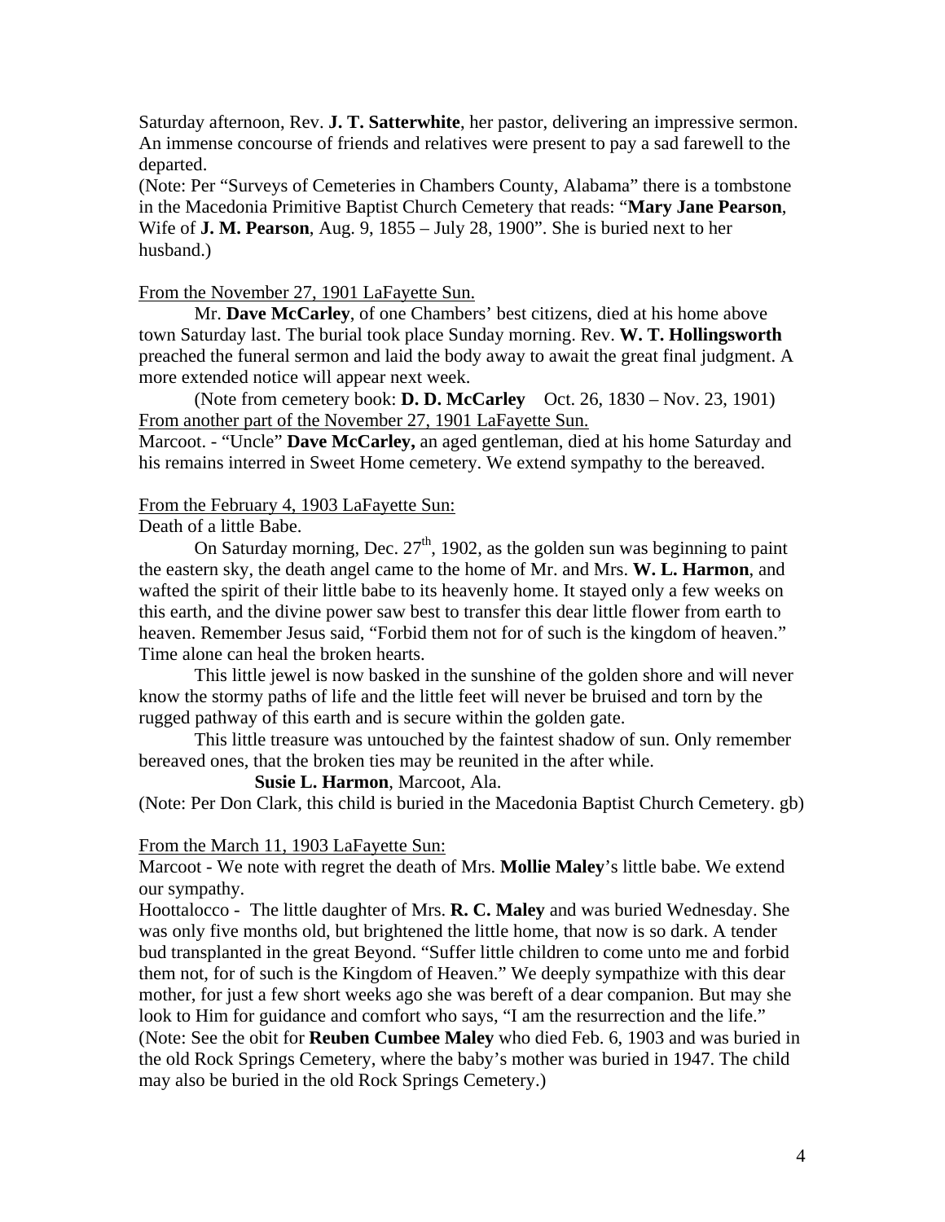Saturday afternoon, Rev. **J. T. Satterwhite**, her pastor, delivering an impressive sermon. An immense concourse of friends and relatives were present to pay a sad farewell to the departed.
(Note: Per "Surveys of Cemeteries in Chambers County, Alabama" there is a tombstone in the Macedonia Primitive Baptist Church Cemetery that reads: "**Mary Jane Pearson**, Wife of **J. M. Pearson**, Aug. 9, 1855 – July 28, 1900". She is buried next to her husband.)

From the November 27, 1901 LaFayette Sun.

Mr. **Dave McCarley**, of one Chambers' best citizens, died at his home above town Saturday last. The burial took place Sunday morning. Rev. **W. T. Hollingsworth** preached the funeral sermon and laid the body away to await the great final judgment. A more extended notice will appear next week.

(Note from cemetery book: **D. D. McCarley** Oct. 26, 1830 – Nov. 23, 1901)

From another part of the November 27, 1901 LaFayette Sun.

Marcoot. - "Uncle" **Dave McCarley,** an aged gentleman, died at his home Saturday and his remains interred in Sweet Home cemetery. We extend sympathy to the bereaved.

From the February 4, 1903 LaFayette Sun:

Death of a little Babe.

On Saturday morning, Dec. 27th, 1902, as the golden sun was beginning to paint the eastern sky, the death angel came to the home of Mr. and Mrs. **W. L. Harmon**, and wafted the spirit of their little babe to its heavenly home. It stayed only a few weeks on this earth, and the divine power saw best to transfer this dear little flower from earth to heaven. Remember Jesus said, "Forbid them not for of such is the kingdom of heaven." Time alone can heal the broken hearts.

This little jewel is now basked in the sunshine of the golden shore and will never know the stormy paths of life and the little feet will never be bruised and torn by the rugged pathway of this earth and is secure within the golden gate.

This little treasure was untouched by the faintest shadow of sun. Only remember bereaved ones, that the broken ties may be reunited in the after while.

**Susie L. Harmon**, Marcoot, Ala.

(Note: Per Don Clark, this child is buried in the Macedonia Baptist Church Cemetery. gb)

From the March 11, 1903 LaFayette Sun:

Marcoot - We note with regret the death of Mrs. **Mollie Maley**'s little babe. We extend our sympathy.

Hoottalocco - The little daughter of Mrs. **R. C. Maley** and was buried Wednesday. She was only five months old, but brightened the little home, that now is so dark. A tender bud transplanted in the great Beyond. "Suffer little children to come unto me and forbid them not, for of such is the Kingdom of Heaven." We deeply sympathize with this dear mother, for just a few short weeks ago she was bereft of a dear companion. But may she look to Him for guidance and comfort who says, "I am the resurrection and the life."
(Note: See the obit for **Reuben Cumbee Maley** who died Feb. 6, 1903 and was buried in the old Rock Springs Cemetery, where the baby's mother was buried in 1947. The child may also be buried in the old Rock Springs Cemetery.)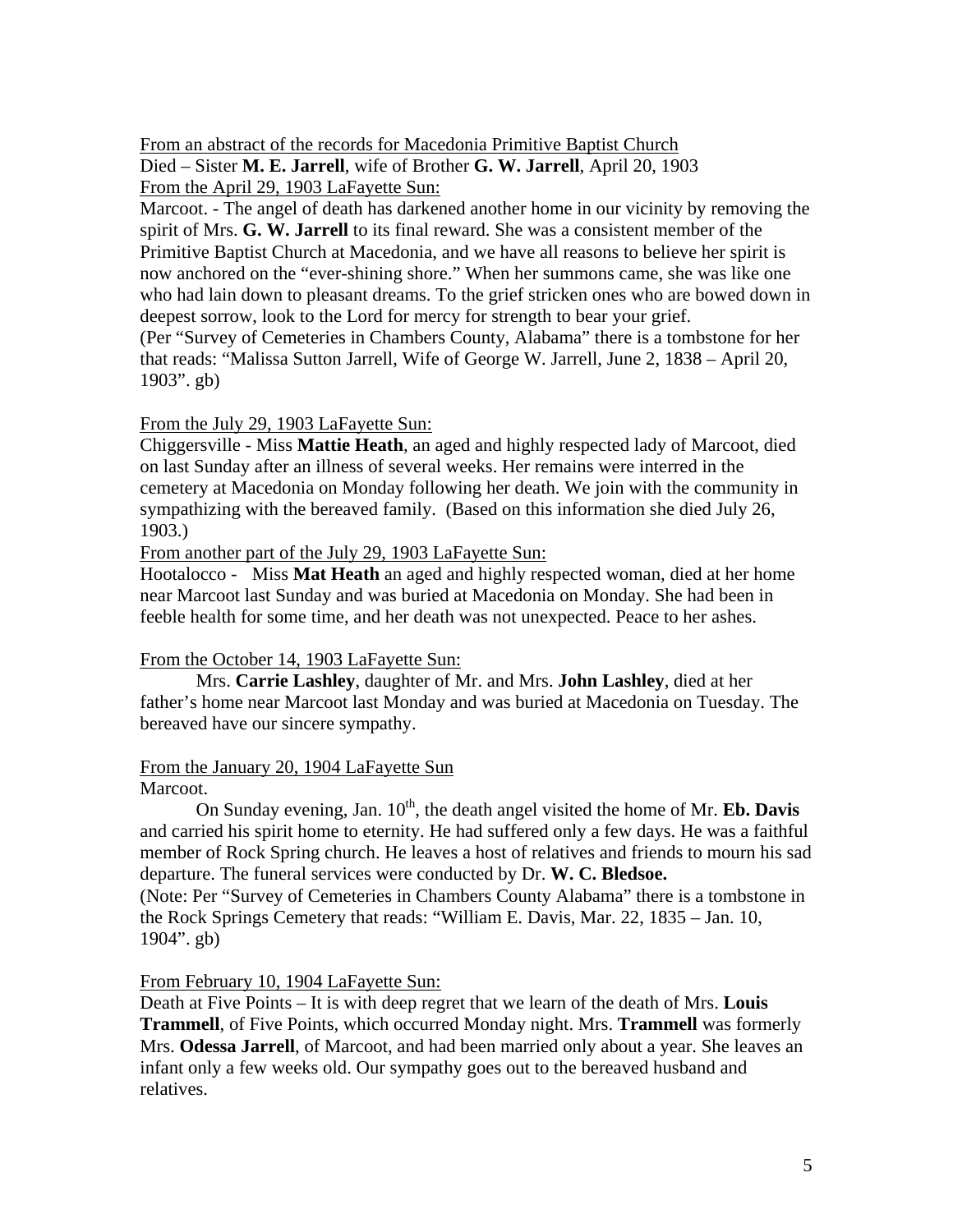From an abstract of the records for Macedonia Primitive Baptist Church

Died – Sister **M. E. Jarrell**, wife of Brother **G. W. Jarrell**, April 20, 1903

From the April 29, 1903 LaFayette Sun:

Marcoot. - The angel of death has darkened another home in our vicinity by removing the spirit of Mrs. **G. W. Jarrell** to its final reward. She was a consistent member of the Primitive Baptist Church at Macedonia, and we have all reasons to believe her spirit is now anchored on the "ever-shining shore." When her summons came, she was like one who had lain down to pleasant dreams. To the grief stricken ones who are bowed down in deepest sorrow, look to the Lord for mercy for strength to bear your grief.

(Per "Survey of Cemeteries in Chambers County, Alabama" there is a tombstone for her that reads: "Malissa Sutton Jarrell, Wife of George W. Jarrell, June 2, 1838 – April 20, 1903". gb)

From the July 29, 1903 LaFayette Sun:

Chiggersville - Miss **Mattie Heath**, an aged and highly respected lady of Marcoot, died on last Sunday after an illness of several weeks. Her remains were interred in the cemetery at Macedonia on Monday following her death. We join with the community in sympathizing with the bereaved family. (Based on this information she died July 26, 1903.)

From another part of the July 29, 1903 LaFayette Sun:

Hootalocco - Miss **Mat Heath** an aged and highly respected woman, died at her home near Marcoot last Sunday and was buried at Macedonia on Monday. She had been in feeble health for some time, and her death was not unexpected. Peace to her ashes.

From the October 14, 1903 LaFayette Sun:

Mrs. **Carrie Lashley**, daughter of Mr. and Mrs. **John Lashley**, died at her father's home near Marcoot last Monday and was buried at Macedonia on Tuesday. The bereaved have our sincere sympathy.

From the January 20, 1904 LaFayette Sun

Marcoot.

On Sunday evening, Jan. 10th, the death angel visited the home of Mr. **Eb. Davis** and carried his spirit home to eternity. He had suffered only a few days. He was a faithful member of Rock Spring church. He leaves a host of relatives and friends to mourn his sad departure. The funeral services were conducted by Dr. **W. C. Bledsoe.**

(Note: Per "Survey of Cemeteries in Chambers County Alabama" there is a tombstone in the Rock Springs Cemetery that reads: "William E. Davis, Mar. 22, 1835 – Jan. 10, 1904". gb)

From February 10, 1904 LaFayette Sun:

Death at Five Points – It is with deep regret that we learn of the death of Mrs. **Louis Trammell**, of Five Points, which occurred Monday night. Mrs. **Trammell** was formerly Mrs. **Odessa Jarrell**, of Marcoot, and had been married only about a year. She leaves an infant only a few weeks old. Our sympathy goes out to the bereaved husband and relatives.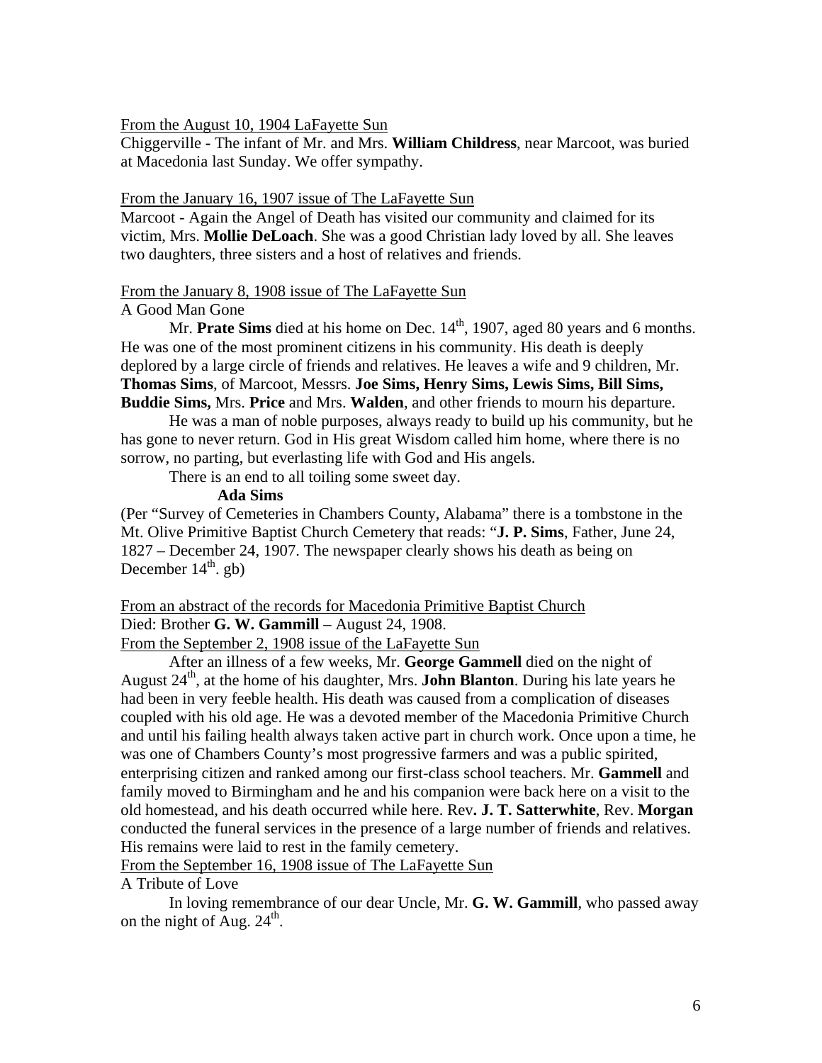From the August 10, 1904 LaFayette Sun

Chiggerville - The infant of Mr. and Mrs. **William Childress**, near Marcoot, was buried at Macedonia last Sunday. We offer sympathy.

From the January 16, 1907 issue of The LaFayette Sun

Marcoot - Again the Angel of Death has visited our community and claimed for its victim, Mrs. **Mollie DeLoach**. She was a good Christian lady loved by all. She leaves two daughters, three sisters and a host of relatives and friends.

From the January 8, 1908 issue of The LaFayette Sun

A Good Man Gone

Mr. **Prate Sims** died at his home on Dec. 14th, 1907, aged 80 years and 6 months. He was one of the most prominent citizens in his community. His death is deeply deplored by a large circle of friends and relatives. He leaves a wife and 9 children, Mr. **Thomas Sims**, of Marcoot, Messrs. **Joe Sims, Henry Sims, Lewis Sims, Bill Sims, Buddie Sims,** Mrs. **Price** and Mrs. **Walden**, and other friends to mourn his departure.

He was a man of noble purposes, always ready to build up his community, but he has gone to never return. God in His great Wisdom called him home, where there is no sorrow, no parting, but everlasting life with God and His angels.

There is an end to all toiling some sweet day.

**Ada Sims**

(Per "Survey of Cemeteries in Chambers County, Alabama" there is a tombstone in the Mt. Olive Primitive Baptist Church Cemetery that reads: "**J. P. Sims**, Father, June 24, 1827 – December 24, 1907. The newspaper clearly shows his death as being on December 14th. gb)

From an abstract of the records for Macedonia Primitive Baptist Church

Died: Brother **G. W. Gammill** – August 24, 1908.

From the September 2, 1908 issue of the LaFayette Sun

After an illness of a few weeks, Mr. **George Gammell** died on the night of August 24th, at the home of his daughter, Mrs. **John Blanton**. During his late years he had been in very feeble health. His death was caused from a complication of diseases coupled with his old age. He was a devoted member of the Macedonia Primitive Church and until his failing health always taken active part in church work. Once upon a time, he was one of Chambers County's most progressive farmers and was a public spirited, enterprising citizen and ranked among our first-class school teachers. Mr. **Gammell** and family moved to Birmingham and he and his companion were back here on a visit to the old homestead, and his death occurred while here. Rev**. J. T. Satterwhite**, Rev. **Morgan** conducted the funeral services in the presence of a large number of friends and relatives. His remains were laid to rest in the family cemetery.

From the September 16, 1908 issue of The LaFayette Sun

A Tribute of Love

In loving remembrance of our dear Uncle, Mr. **G. W. Gammill**, who passed away on the night of Aug. 24th.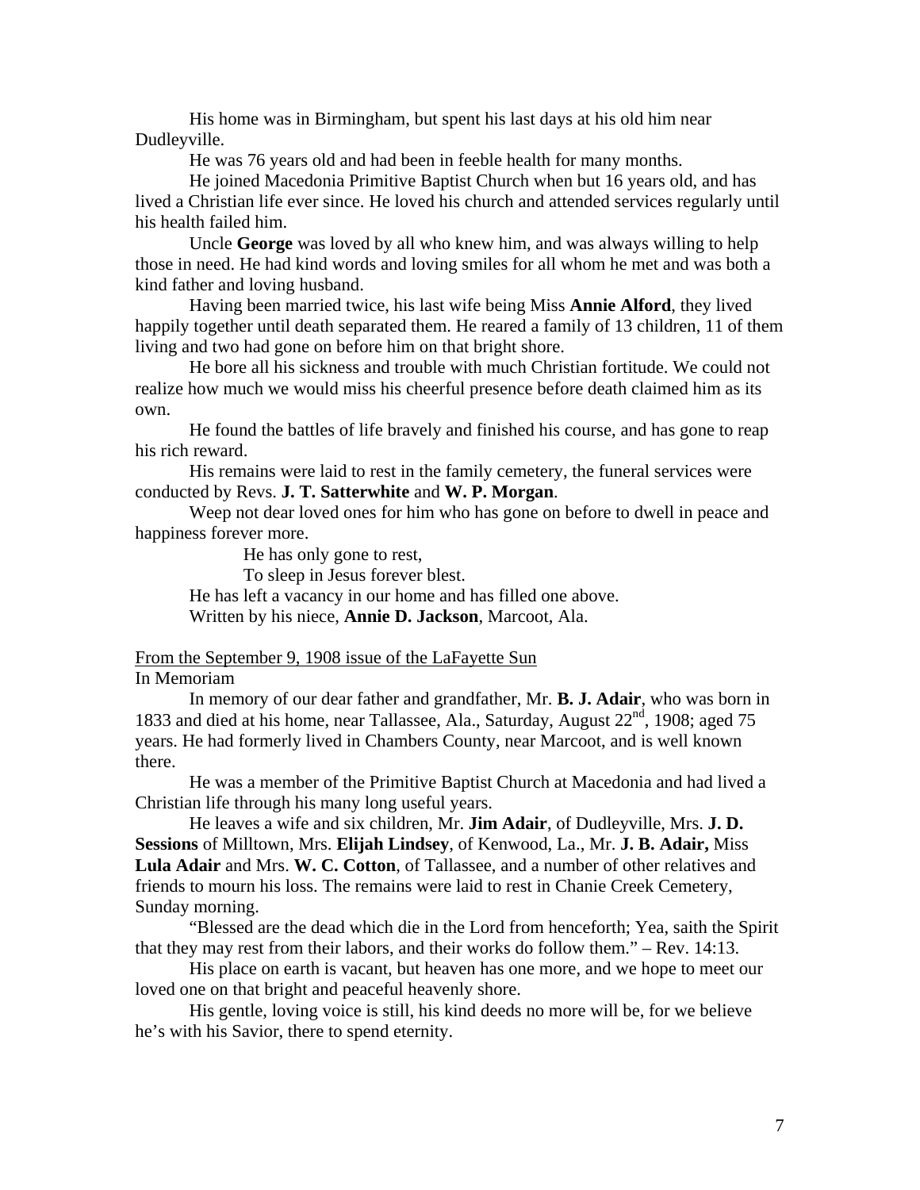His home was in Birmingham, but spent his last days at his old him near Dudleyville.

He was 76 years old and had been in feeble health for many months.

He joined Macedonia Primitive Baptist Church when but 16 years old, and has lived a Christian life ever since. He loved his church and attended services regularly until his health failed him.

Uncle **George** was loved by all who knew him, and was always willing to help those in need. He had kind words and loving smiles for all whom he met and was both a kind father and loving husband.

Having been married twice, his last wife being Miss **Annie Alford**, they lived happily together until death separated them. He reared a family of 13 children, 11 of them living and two had gone on before him on that bright shore.

He bore all his sickness and trouble with much Christian fortitude. We could not realize how much we would miss his cheerful presence before death claimed him as its own.

He found the battles of life bravely and finished his course, and has gone to reap his rich reward.

His remains were laid to rest in the family cemetery, the funeral services were conducted by Revs. **J. T. Satterwhite** and **W. P. Morgan**.

Weep not dear loved ones for him who has gone on before to dwell in peace and happiness forever more.

He has only gone to rest,
To sleep in Jesus forever blest.

He has left a vacancy in our home and has filled one above.

Written by his niece, **Annie D. Jackson**, Marcoot, Ala.

From the September 9, 1908 issue of the LaFayette Sun

In Memoriam

In memory of our dear father and grandfather, Mr. **B. J. Adair**, who was born in 1833 and died at his home, near Tallassee, Ala., Saturday, August 22nd, 1908; aged 75 years. He had formerly lived in Chambers County, near Marcoot, and is well known there.

He was a member of the Primitive Baptist Church at Macedonia and had lived a Christian life through his many long useful years.

He leaves a wife and six children, Mr. **Jim Adair**, of Dudleyville, Mrs. **J. D. Sessions** of Milltown, Mrs. **Elijah Lindsey**, of Kenwood, La., Mr. **J. B. Adair,** Miss **Lula Adair** and Mrs. **W. C. Cotton**, of Tallassee, and a number of other relatives and friends to mourn his loss. The remains were laid to rest in Chanie Creek Cemetery, Sunday morning.

"Blessed are the dead which die in the Lord from henceforth; Yea, saith the Spirit that they may rest from their labors, and their works do follow them." – Rev. 14:13.

His place on earth is vacant, but heaven has one more, and we hope to meet our loved one on that bright and peaceful heavenly shore.

His gentle, loving voice is still, his kind deeds no more will be, for we believe he's with his Savior, there to spend eternity.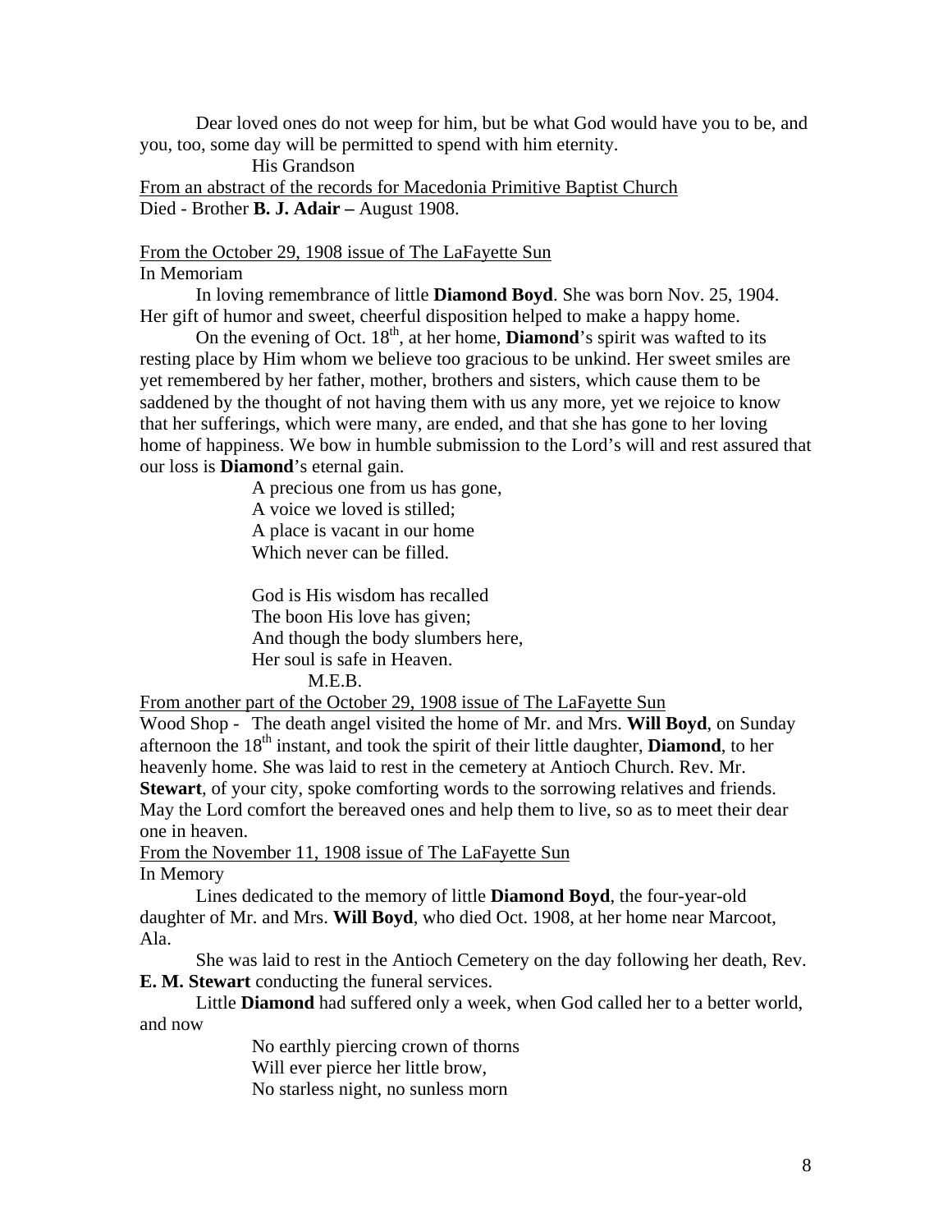Dear loved ones do not weep for him, but be what God would have you to be, and you, too, some day will be permitted to spend with him eternity.

His Grandson

From an abstract of the records for Macedonia Primitive Baptist Church

Died - Brother **B. J. Adair –** August 1908.

From the October 29, 1908 issue of The LaFayette Sun

In Memoriam

In loving remembrance of little **Diamond Boyd**. She was born Nov. 25, 1904. Her gift of humor and sweet, cheerful disposition helped to make a happy home.

On the evening of Oct. 18th, at her home, **Diamond**'s spirit was wafted to its resting place by Him whom we believe too gracious to be unkind. Her sweet smiles are yet remembered by her father, mother, brothers and sisters, which cause them to be saddened by the thought of not having them with us any more, yet we rejoice to know that her sufferings, which were many, are ended, and that she has gone to her loving home of happiness. We bow in humble submission to the Lord's will and rest assured that our loss is **Diamond**'s eternal gain.

A precious one from us has gone,
A voice we loved is stilled;
A place is vacant in our home
Which never can be filled.

God is His wisdom has recalled
The boon His love has given;
And though the body slumbers here,
Her soul is safe in Heaven.

M.E.B.

From another part of the October 29, 1908 issue of The LaFayette Sun

Wood Shop - The death angel visited the home of Mr. and Mrs. **Will Boyd**, on Sunday afternoon the 18th instant, and took the spirit of their little daughter, **Diamond**, to her heavenly home. She was laid to rest in the cemetery at Antioch Church. Rev. Mr. **Stewart**, of your city, spoke comforting words to the sorrowing relatives and friends. May the Lord comfort the bereaved ones and help them to live, so as to meet their dear one in heaven.

From the November 11, 1908 issue of The LaFayette Sun

In Memory

Lines dedicated to the memory of little **Diamond Boyd**, the four-year-old daughter of Mr. and Mrs. **Will Boyd**, who died Oct. 1908, at her home near Marcoot, Ala.

She was laid to rest in the Antioch Cemetery on the day following her death, Rev. **E. M. Stewart** conducting the funeral services.

Little **Diamond** had suffered only a week, when God called her to a better world, and now

No earthly piercing crown of thorns
Will ever pierce her little brow,
No starless night, no sunless morn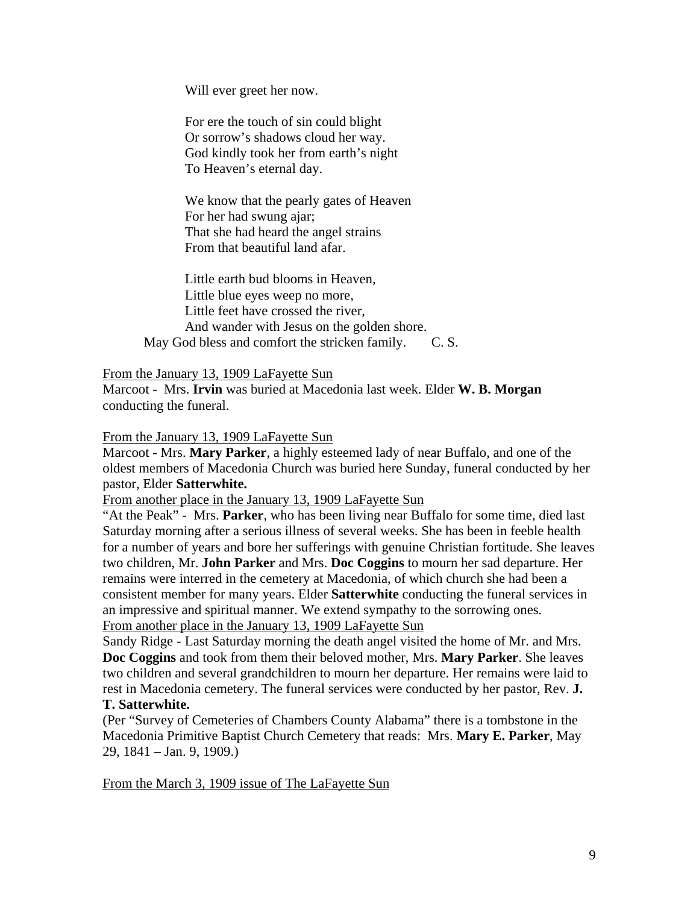Will ever greet her now.

For ere the touch of sin could blight
Or sorrow's shadows cloud her way.
God kindly took her from earth's night
To Heaven's eternal day.

We know that the pearly gates of Heaven
For her had swung ajar;
That she had heard the angel strains
From that beautiful land afar.

Little earth bud blooms in Heaven,
Little blue eyes weep no more,
Little feet have crossed the river,
And wander with Jesus on the golden shore.

May God bless and comfort the stricken family. C. S.

From the January 13, 1909 LaFayette Sun

Marcoot - Mrs. **Irvin** was buried at Macedonia last week. Elder **W. B. Morgan** conducting the funeral.

From the January 13, 1909 LaFayette Sun

Marcoot - Mrs. **Mary Parker**, a highly esteemed lady of near Buffalo, and one of the oldest members of Macedonia Church was buried here Sunday, funeral conducted by her pastor, Elder **Satterwhite.**

From another place in the January 13, 1909 LaFayette Sun

"At the Peak" - Mrs. **Parker**, who has been living near Buffalo for some time, died last Saturday morning after a serious illness of several weeks. She has been in feeble health for a number of years and bore her sufferings with genuine Christian fortitude. She leaves two children, Mr. **John Parker** and Mrs. **Doc Coggins** to mourn her sad departure. Her remains were interred in the cemetery at Macedonia, of which church she had been a consistent member for many years. Elder **Satterwhite** conducting the funeral services in an impressive and spiritual manner. We extend sympathy to the sorrowing ones.

From another place in the January 13, 1909 LaFayette Sun

Sandy Ridge - Last Saturday morning the death angel visited the home of Mr. and Mrs. **Doc Coggins** and took from them their beloved mother, Mrs. **Mary Parker**. She leaves two children and several grandchildren to mourn her departure. Her remains were laid to rest in Macedonia cemetery. The funeral services were conducted by her pastor, Rev. **J. T. Satterwhite.**

(Per "Survey of Cemeteries of Chambers County Alabama" there is a tombstone in the Macedonia Primitive Baptist Church Cemetery that reads: Mrs. **Mary E. Parker**, May 29, 1841 – Jan. 9, 1909.)

From the March 3, 1909 issue of The LaFayette Sun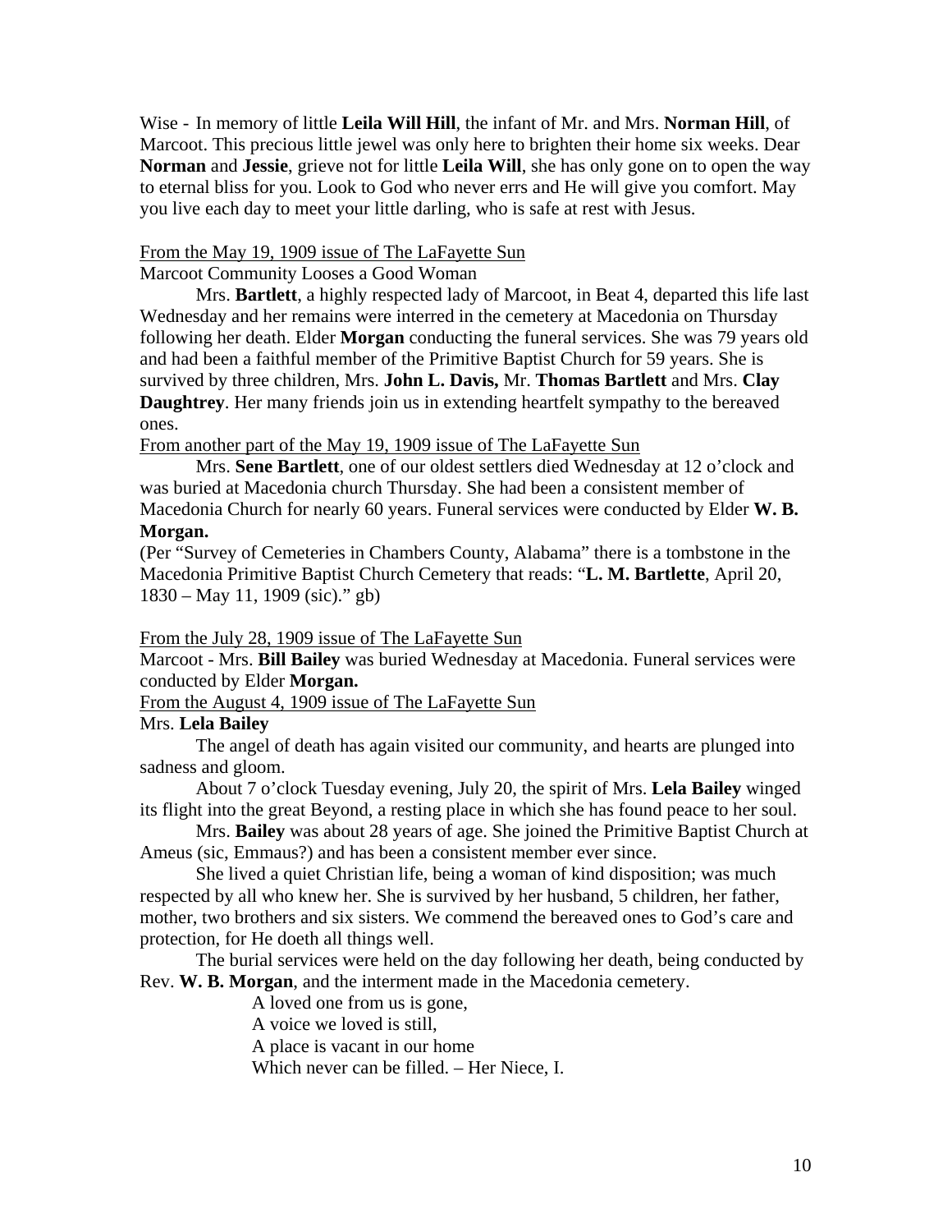Wise - In memory of little **Leila Will Hill**, the infant of Mr. and Mrs. **Norman Hill**, of Marcoot. This precious little jewel was only here to brighten their home six weeks. Dear **Norman** and **Jessie**, grieve not for little **Leila Will**, she has only gone on to open the way to eternal bliss for you. Look to God who never errs and He will give you comfort. May you live each day to meet your little darling, who is safe at rest with Jesus.

From the May 19, 1909 issue of The LaFayette Sun

Marcoot Community Looses a Good Woman

Mrs. **Bartlett**, a highly respected lady of Marcoot, in Beat 4, departed this life last Wednesday and her remains were interred in the cemetery at Macedonia on Thursday following her death. Elder **Morgan** conducting the funeral services. She was 79 years old and had been a faithful member of the Primitive Baptist Church for 59 years. She is survived by three children, Mrs. **John L. Davis,** Mr. **Thomas Bartlett** and Mrs. **Clay Daughtrey**. Her many friends join us in extending heartfelt sympathy to the bereaved ones.

From another part of the May 19, 1909 issue of The LaFayette Sun

Mrs. **Sene Bartlett**, one of our oldest settlers died Wednesday at 12 o'clock and was buried at Macedonia church Thursday. She had been a consistent member of Macedonia Church for nearly 60 years. Funeral services were conducted by Elder **W. B. Morgan.**

(Per "Survey of Cemeteries in Chambers County, Alabama" there is a tombstone in the Macedonia Primitive Baptist Church Cemetery that reads: "**L. M. Bartlette**, April 20, 1830 – May 11, 1909 (sic)." gb)

From the July 28, 1909 issue of The LaFayette Sun

Marcoot - Mrs. **Bill Bailey** was buried Wednesday at Macedonia. Funeral services were conducted by Elder **Morgan.**

From the August 4, 1909 issue of The LaFayette Sun

Mrs. **Lela Bailey**

The angel of death has again visited our community, and hearts are plunged into sadness and gloom.

About 7 o'clock Tuesday evening, July 20, the spirit of Mrs. **Lela Bailey** winged its flight into the great Beyond, a resting place in which she has found peace to her soul.

Mrs. **Bailey** was about 28 years of age. She joined the Primitive Baptist Church at Ameus (sic, Emmaus?) and has been a consistent member ever since.

She lived a quiet Christian life, being a woman of kind disposition; was much respected by all who knew her. She is survived by her husband, 5 children, her father, mother, two brothers and six sisters. We commend the bereaved ones to God's care and protection, for He doeth all things well.

The burial services were held on the day following her death, being conducted by Rev. **W. B. Morgan**, and the interment made in the Macedonia cemetery.

A loved one from us is gone,  
A voice we loved is still,  
A place is vacant in our home  
Which never can be filled. – Her Niece, I.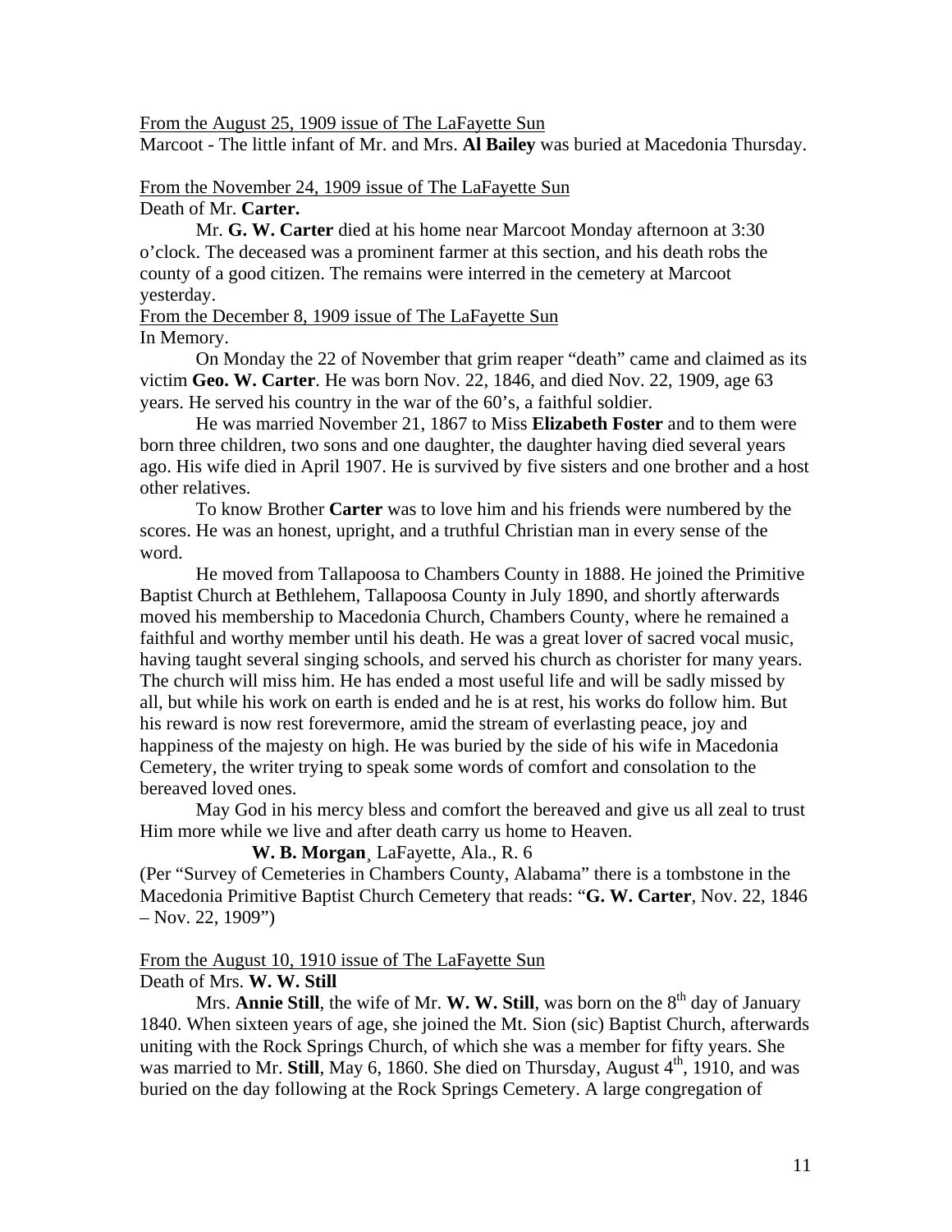From the August 25, 1909 issue of The LaFayette Sun

Marcoot - The little infant of Mr. and Mrs. **Al Bailey** was buried at Macedonia Thursday.

From the November 24, 1909 issue of The LaFayette Sun

Death of Mr. **Carter.**

Mr. **G. W. Carter** died at his home near Marcoot Monday afternoon at 3:30 o'clock. The deceased was a prominent farmer at this section, and his death robs the county of a good citizen. The remains were interred in the cemetery at Marcoot yesterday.

From the December 8, 1909 issue of The LaFayette Sun

In Memory.

On Monday the 22 of November that grim reaper "death" came and claimed as its victim **Geo. W. Carter**. He was born Nov. 22, 1846, and died Nov. 22, 1909, age 63 years. He served his country in the war of the 60's, a faithful soldier.

He was married November 21, 1867 to Miss **Elizabeth Foster** and to them were born three children, two sons and one daughter, the daughter having died several years ago. His wife died in April 1907. He is survived by five sisters and one brother and a host other relatives.

To know Brother **Carter** was to love him and his friends were numbered by the scores. He was an honest, upright, and a truthful Christian man in every sense of the word.

He moved from Tallapoosa to Chambers County in 1888. He joined the Primitive Baptist Church at Bethlehem, Tallapoosa County in July 1890, and shortly afterwards moved his membership to Macedonia Church, Chambers County, where he remained a faithful and worthy member until his death. He was a great lover of sacred vocal music, having taught several singing schools, and served his church as chorister for many years. The church will miss him. He has ended a most useful life and will be sadly missed by all, but while his work on earth is ended and he is at rest, his works do follow him. But his reward is now rest forevermore, amid the stream of everlasting peace, joy and happiness of the majesty on high. He was buried by the side of his wife in Macedonia Cemetery, the writer trying to speak some words of comfort and consolation to the bereaved loved ones.

May God in his mercy bless and comfort the bereaved and give us all zeal to trust Him more while we live and after death carry us home to Heaven.

**W. B. Morgan**¸ LaFayette, Ala., R. 6

(Per "Survey of Cemeteries in Chambers County, Alabama" there is a tombstone in the Macedonia Primitive Baptist Church Cemetery that reads: "**G. W. Carter**, Nov. 22, 1846 – Nov. 22, 1909")

From the August 10, 1910 issue of The LaFayette Sun

Death of Mrs. **W. W. Still**

Mrs. **Annie Still**, the wife of Mr. **W. W. Still**, was born on the 8th day of January 1840. When sixteen years of age, she joined the Mt. Sion (sic) Baptist Church, afterwards uniting with the Rock Springs Church, of which she was a member for fifty years. She was married to Mr. **Still**, May 6, 1860. She died on Thursday, August 4th, 1910, and was buried on the day following at the Rock Springs Cemetery. A large congregation of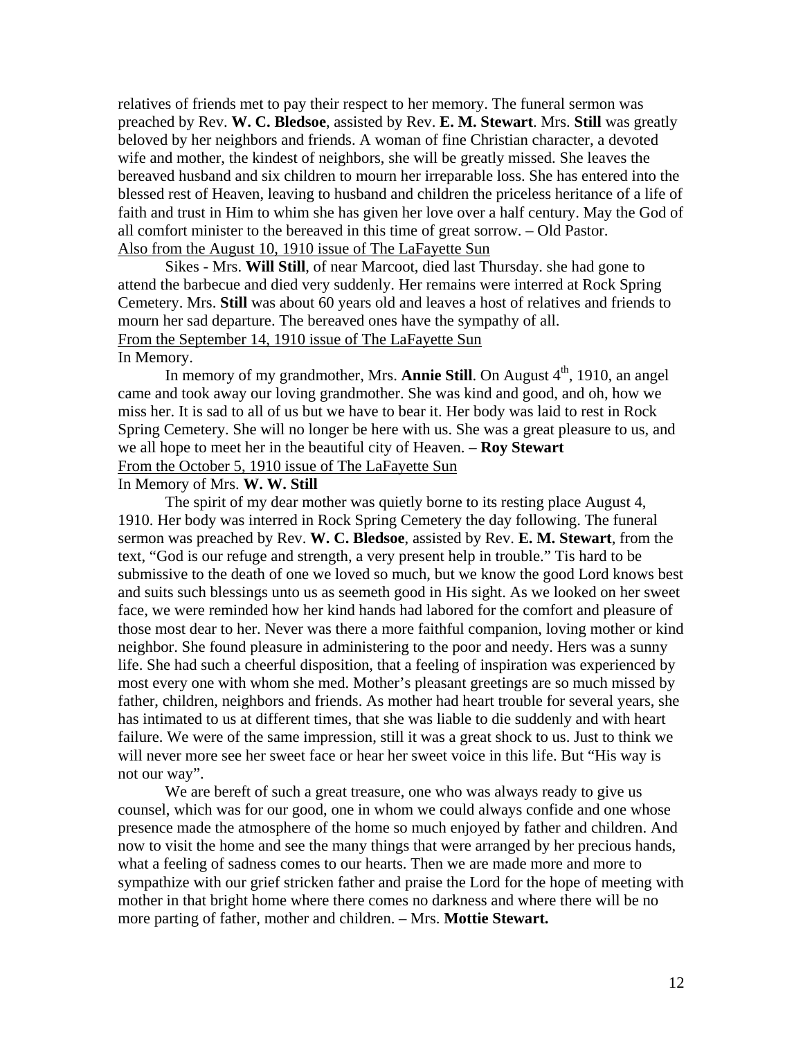relatives of friends met to pay their respect to her memory. The funeral sermon was preached by Rev. **W. C. Bledsoe**, assisted by Rev. **E. M. Stewart**. Mrs. **Still** was greatly beloved by her neighbors and friends. A woman of fine Christian character, a devoted wife and mother, the kindest of neighbors, she will be greatly missed. She leaves the bereaved husband and six children to mourn her irreparable loss. She has entered into the blessed rest of Heaven, leaving to husband and children the priceless heritance of a life of faith and trust in Him to whim she has given her love over a half century. May the God of all comfort minister to the bereaved in this time of great sorrow. – Old Pastor.

<u>Also from the August 10, 1910 issue of The LaFayette Sun</u>

Sikes - Mrs. **Will Still**, of near Marcoot, died last Thursday. she had gone to attend the barbecue and died very suddenly. Her remains were interred at Rock Spring Cemetery. Mrs. **Still** was about 60 years old and leaves a host of relatives and friends to mourn her sad departure. The bereaved ones have the sympathy of all.

<u>From the September 14, 1910 issue of The LaFayette Sun</u>

In Memory.

In memory of my grandmother, Mrs. **Annie Still**. On August 4th, 1910, an angel came and took away our loving grandmother. She was kind and good, and oh, how we miss her. It is sad to all of us but we have to bear it. Her body was laid to rest in Rock Spring Cemetery. She will no longer be here with us. She was a great pleasure to us, and we all hope to meet her in the beautiful city of Heaven. – **Roy Stewart**

<u>From the October 5, 1910 issue of The LaFayette Sun</u>

In Memory of Mrs. **W. W. Still**

The spirit of my dear mother was quietly borne to its resting place August 4, 1910. Her body was interred in Rock Spring Cemetery the day following. The funeral sermon was preached by Rev. **W. C. Bledsoe**, assisted by Rev. **E. M. Stewart**, from the text, "God is our refuge and strength, a very present help in trouble." Tis hard to be submissive to the death of one we loved so much, but we know the good Lord knows best and suits such blessings unto us as seemeth good in His sight. As we looked on her sweet face, we were reminded how her kind hands had labored for the comfort and pleasure of those most dear to her. Never was there a more faithful companion, loving mother or kind neighbor. She found pleasure in administering to the poor and needy. Hers was a sunny life. She had such a cheerful disposition, that a feeling of inspiration was experienced by most every one with whom she med. Mother's pleasant greetings are so much missed by father, children, neighbors and friends. As mother had heart trouble for several years, she has intimated to us at different times, that she was liable to die suddenly and with heart failure. We were of the same impression, still it was a great shock to us. Just to think we will never more see her sweet face or hear her sweet voice in this life. But "His way is not our way".

We are bereft of such a great treasure, one who was always ready to give us counsel, which was for our good, one in whom we could always confide and one whose presence made the atmosphere of the home so much enjoyed by father and children. And now to visit the home and see the many things that were arranged by her precious hands, what a feeling of sadness comes to our hearts. Then we are made more and more to sympathize with our grief stricken father and praise the Lord for the hope of meeting with mother in that bright home where there comes no darkness and where there will be no more parting of father, mother and children. – Mrs. **Mottie Stewart.**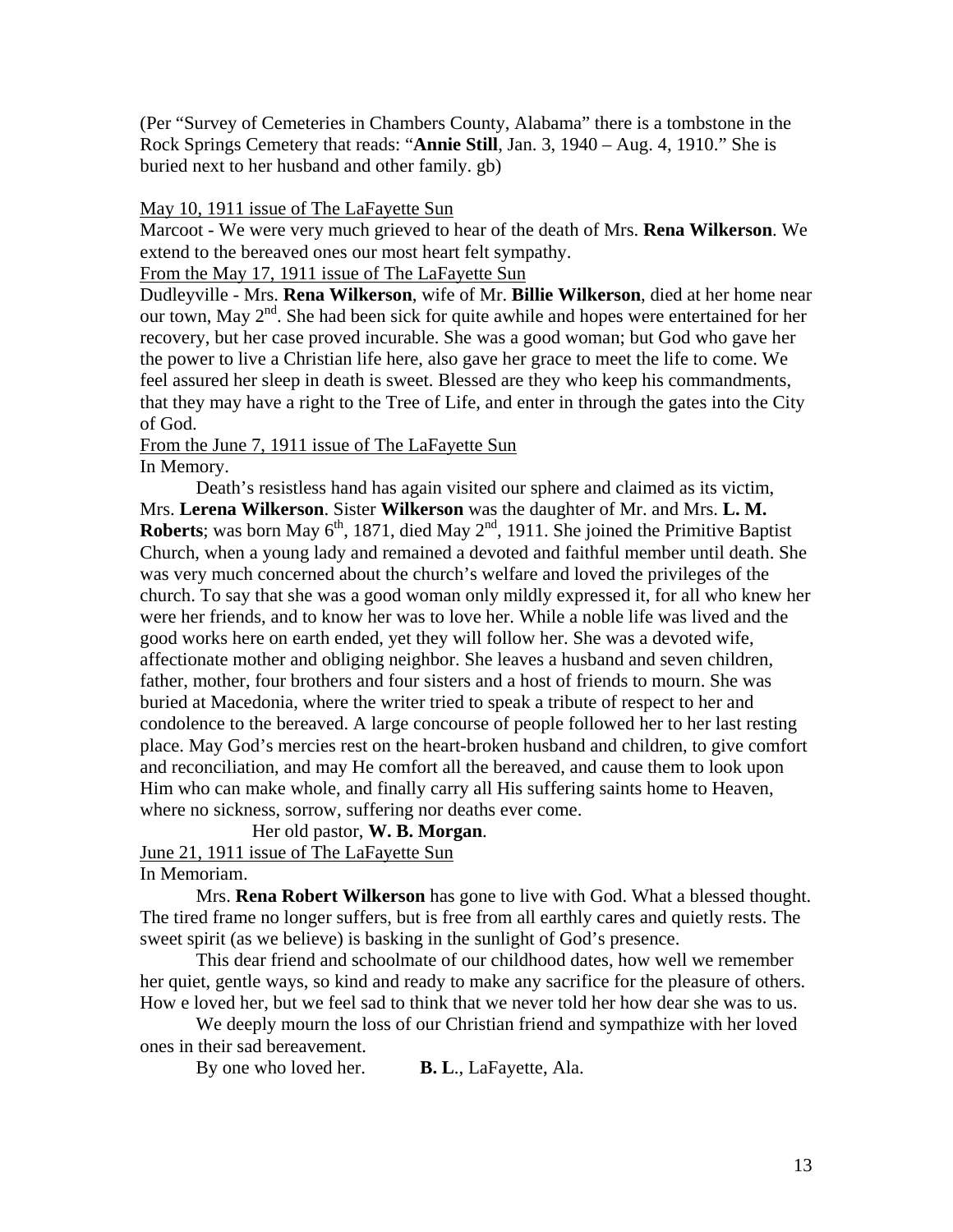(Per "Survey of Cemeteries in Chambers County, Alabama" there is a tombstone in the Rock Springs Cemetery that reads: "**Annie Still**, Jan. 3, 1940 – Aug. 4, 1910." She is buried next to her husband and other family. gb)

May 10, 1911 issue of The LaFayette Sun

Marcoot - We were very much grieved to hear of the death of Mrs. **Rena Wilkerson**. We extend to the bereaved ones our most heart felt sympathy.

From the May 17, 1911 issue of The LaFayette Sun

Dudleyville - Mrs. **Rena Wilkerson**, wife of Mr. **Billie Wilkerson**, died at her home near our town, May 2nd. She had been sick for quite awhile and hopes were entertained for her recovery, but her case proved incurable. She was a good woman; but God who gave her the power to live a Christian life here, also gave her grace to meet the life to come. We feel assured her sleep in death is sweet. Blessed are they who keep his commandments, that they may have a right to the Tree of Life, and enter in through the gates into the City of God.

From the June 7, 1911 issue of The LaFayette Sun

In Memory.

Death's resistless hand has again visited our sphere and claimed as its victim, Mrs. **Lerena Wilkerson**. Sister **Wilkerson** was the daughter of Mr. and Mrs. **L. M. Roberts**; was born May 6th, 1871, died May 2nd, 1911. She joined the Primitive Baptist Church, when a young lady and remained a devoted and faithful member until death. She was very much concerned about the church's welfare and loved the privileges of the church. To say that she was a good woman only mildly expressed it, for all who knew her were her friends, and to know her was to love her. While a noble life was lived and the good works here on earth ended, yet they will follow her. She was a devoted wife, affectionate mother and obliging neighbor. She leaves a husband and seven children, father, mother, four brothers and four sisters and a host of friends to mourn. She was buried at Macedonia, where the writer tried to speak a tribute of respect to her and condolence to the bereaved. A large concourse of people followed her to her last resting place. May God's mercies rest on the heart-broken husband and children, to give comfort and reconciliation, and may He comfort all the bereaved, and cause them to look upon Him who can make whole, and finally carry all His suffering saints home to Heaven, where no sickness, sorrow, suffering nor deaths ever come.

Her old pastor, **W. B. Morgan**.

June 21, 1911 issue of The LaFayette Sun

In Memoriam.

Mrs. **Rena Robert Wilkerson** has gone to live with God. What a blessed thought. The tired frame no longer suffers, but is free from all earthly cares and quietly rests. The sweet spirit (as we believe) is basking in the sunlight of God's presence.

This dear friend and schoolmate of our childhood dates, how well we remember her quiet, gentle ways, so kind and ready to make any sacrifice for the pleasure of others. How e loved her, but we feel sad to think that we never told her how dear she was to us.

We deeply mourn the loss of our Christian friend and sympathize with her loved ones in their sad bereavement.

By one who loved her. **B. L.**, LaFayette, Ala.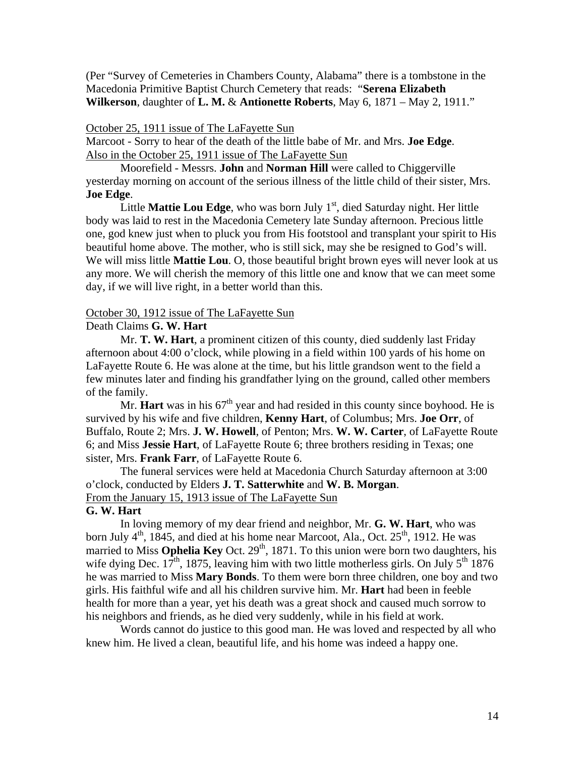(Per "Survey of Cemeteries in Chambers County, Alabama" there is a tombstone in the Macedonia Primitive Baptist Church Cemetery that reads: "**Serena Elizabeth Wilkerson**, daughter of **L. M.** & **Antionette Roberts**, May 6, 1871 – May 2, 1911."

October 25, 1911 issue of The LaFayette Sun

Marcoot - Sorry to hear of the death of the little babe of Mr. and Mrs. **Joe Edge**.

Also in the October 25, 1911 issue of The LaFayette Sun

Moorefield - Messrs. **John** and **Norman Hill** were called to Chiggerville yesterday morning on account of the serious illness of the little child of their sister, Mrs. **Joe Edge**.

Little **Mattie Lou Edge**, who was born July 1st, died Saturday night. Her little body was laid to rest in the Macedonia Cemetery late Sunday afternoon. Precious little one, god knew just when to pluck you from His footstool and transplant your spirit to His beautiful home above. The mother, who is still sick, may she be resigned to God's will. We will miss little **Mattie Lou**. O, those beautiful bright brown eyes will never look at us any more. We will cherish the memory of this little one and know that we can meet some day, if we will live right, in a better world than this.

October 30, 1912 issue of The LaFayette Sun

Death Claims **G. W. Hart**

Mr. **T. W. Hart**, a prominent citizen of this county, died suddenly last Friday afternoon about 4:00 o'clock, while plowing in a field within 100 yards of his home on LaFayette Route 6. He was alone at the time, but his little grandson went to the field a few minutes later and finding his grandfather lying on the ground, called other members of the family.

Mr. **Hart** was in his 67th year and had resided in this county since boyhood. He is survived by his wife and five children, **Kenny Hart**, of Columbus; Mrs. **Joe Orr**, of Buffalo, Route 2; Mrs. **J. W. Howell**, of Penton; Mrs. **W. W. Carter**, of LaFayette Route 6; and Miss **Jessie Hart**, of LaFayette Route 6; three brothers residing in Texas; one sister, Mrs. **Frank Farr**, of LaFayette Route 6.

The funeral services were held at Macedonia Church Saturday afternoon at 3:00 o'clock, conducted by Elders **J. T. Satterwhite** and **W. B. Morgan**.

From the January 15, 1913 issue of The LaFayette Sun

**G. W. Hart**

In loving memory of my dear friend and neighbor, Mr. **G. W. Hart**, who was born July 4th, 1845, and died at his home near Marcoot, Ala., Oct. 25th, 1912. He was married to Miss **Ophelia Key** Oct. 29th, 1871. To this union were born two daughters, his wife dying Dec. 17th, 1875, leaving him with two little motherless girls. On July 5th 1876 he was married to Miss **Mary Bonds**. To them were born three children, one boy and two girls. His faithful wife and all his children survive him. Mr. **Hart** had been in feeble health for more than a year, yet his death was a great shock and caused much sorrow to his neighbors and friends, as he died very suddenly, while in his field at work.

Words cannot do justice to this good man. He was loved and respected by all who knew him. He lived a clean, beautiful life, and his home was indeed a happy one.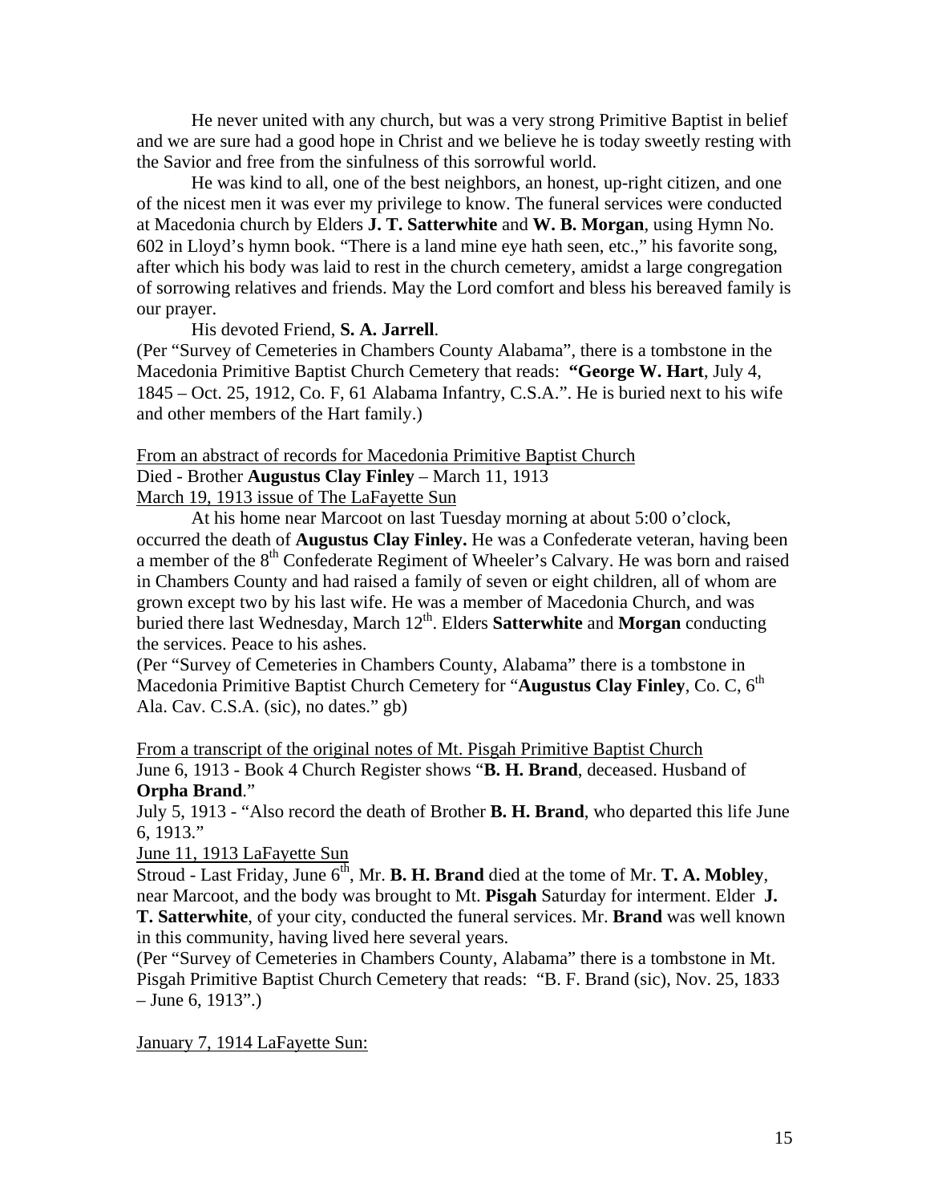He never united with any church, but was a very strong Primitive Baptist in belief and we are sure had a good hope in Christ and we believe he is today sweetly resting with the Savior and free from the sinfulness of this sorrowful world.

He was kind to all, one of the best neighbors, an honest, up-right citizen, and one of the nicest men it was ever my privilege to know. The funeral services were conducted at Macedonia church by Elders **J. T. Satterwhite** and **W. B. Morgan**, using Hymn No. 602 in Lloyd's hymn book. "There is a land mine eye hath seen, etc.," his favorite song, after which his body was laid to rest in the church cemetery, amidst a large congregation of sorrowing relatives and friends. May the Lord comfort and bless his bereaved family is our prayer.

His devoted Friend, **S. A. Jarrell**.

(Per "Survey of Cemeteries in Chambers County Alabama", there is a tombstone in the Macedonia Primitive Baptist Church Cemetery that reads: **"George W. Hart**, July 4, 1845 – Oct. 25, 1912, Co. F, 61 Alabama Infantry, C.S.A.". He is buried next to his wife and other members of the Hart family.)

From an abstract of records for Macedonia Primitive Baptist Church

Died - Brother **Augustus Clay Finley** – March 11, 1913

March 19, 1913 issue of The LaFayette Sun

At his home near Marcoot on last Tuesday morning at about 5:00 o'clock, occurred the death of **Augustus Clay Finley.** He was a Confederate veteran, having been a member of the 8th Confederate Regiment of Wheeler's Calvary. He was born and raised in Chambers County and had raised a family of seven or eight children, all of whom are grown except two by his last wife. He was a member of Macedonia Church, and was buried there last Wednesday, March 12th. Elders **Satterwhite** and **Morgan** conducting the services. Peace to his ashes.

(Per "Survey of Cemeteries in Chambers County, Alabama" there is a tombstone in Macedonia Primitive Baptist Church Cemetery for "**Augustus Clay Finley**, Co. C, 6th Ala. Cav. C.S.A. (sic), no dates." gb)

From a transcript of the original notes of Mt. Pisgah Primitive Baptist Church

June 6, 1913 - Book 4 Church Register shows "**B. H. Brand**, deceased. Husband of **Orpha Brand**."

July 5, 1913 - "Also record the death of Brother **B. H. Brand**, who departed this life June 6, 1913."

June 11, 1913 LaFayette Sun

Stroud - Last Friday, June 6th, Mr. **B. H. Brand** died at the tome of Mr. **T. A. Mobley**, near Marcoot, and the body was brought to Mt. **Pisgah** Saturday for interment. Elder **J. T. Satterwhite**, of your city, conducted the funeral services. Mr. **Brand** was well known in this community, having lived here several years.

(Per "Survey of Cemeteries in Chambers County, Alabama" there is a tombstone in Mt. Pisgah Primitive Baptist Church Cemetery that reads: "B. F. Brand (sic), Nov. 25, 1833 – June 6, 1913".)

January 7, 1914 LaFayette Sun: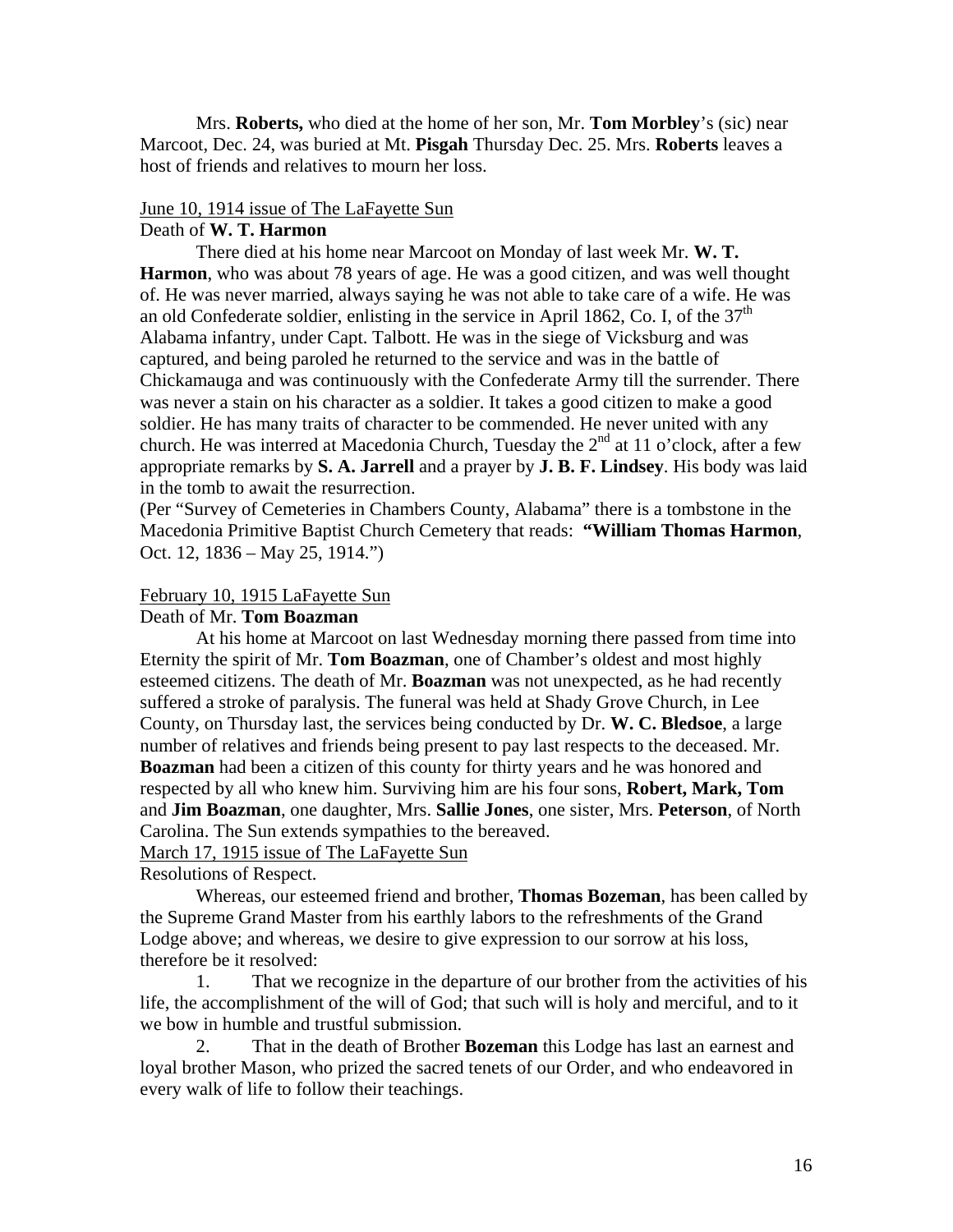Mrs. **Roberts,** who died at the home of her son, Mr. **Tom Morbley**'s (sic) near Marcoot, Dec. 24, was buried at Mt. **Pisgah** Thursday Dec. 25. Mrs. **Roberts** leaves a host of friends and relatives to mourn her loss.

<u>June 10, 1914 issue of The LaFayette Sun</u>

Death of **W. T. Harmon**

There died at his home near Marcoot on Monday of last week Mr. **W. T. Harmon**, who was about 78 years of age. He was a good citizen, and was well thought of. He was never married, always saying he was not able to take care of a wife. He was an old Confederate soldier, enlisting in the service in April 1862, Co. I, of the 37th Alabama infantry, under Capt. Talbott. He was in the siege of Vicksburg and was captured, and being paroled he returned to the service and was in the battle of Chickamauga and was continuously with the Confederate Army till the surrender. There was never a stain on his character as a soldier. It takes a good citizen to make a good soldier. He has many traits of character to be commended. He never united with any church. He was interred at Macedonia Church, Tuesday the 2nd at 11 o'clock, after a few appropriate remarks by **S. A. Jarrell** and a prayer by **J. B. F. Lindsey**. His body was laid in the tomb to await the resurrection.

(Per "Survey of Cemeteries in Chambers County, Alabama" there is a tombstone in the Macedonia Primitive Baptist Church Cemetery that reads: **"William Thomas Harmon**, Oct. 12, 1836 – May 25, 1914.")

<u>February 10, 1915 LaFayette Sun</u>

Death of Mr. **Tom Boazman**

At his home at Marcoot on last Wednesday morning there passed from time into Eternity the spirit of Mr. **Tom Boazman**, one of Chamber's oldest and most highly esteemed citizens. The death of Mr. **Boazman** was not unexpected, as he had recently suffered a stroke of paralysis. The funeral was held at Shady Grove Church, in Lee County, on Thursday last, the services being conducted by Dr. **W. C. Bledsoe**, a large number of relatives and friends being present to pay last respects to the deceased. Mr. **Boazman** had been a citizen of this county for thirty years and he was honored and respected by all who knew him. Surviving him are his four sons, **Robert, Mark, Tom** and **Jim Boazman**, one daughter, Mrs. **Sallie Jones**, one sister, Mrs. **Peterson**, of North Carolina. The Sun extends sympathies to the bereaved.

<u>March 17, 1915 issue of The LaFayette Sun</u>

Resolutions of Respect.

Whereas, our esteemed friend and brother, **Thomas Bozeman**, has been called by the Supreme Grand Master from his earthly labors to the refreshments of the Grand Lodge above; and whereas, we desire to give expression to our sorrow at his loss, therefore be it resolved:

1. That we recognize in the departure of our brother from the activities of his life, the accomplishment of the will of God; that such will is holy and merciful, and to it we bow in humble and trustful submission.
2. That in the death of Brother **Bozeman** this Lodge has last an earnest and loyal brother Mason, who prized the sacred tenets of our Order, and who endeavored in every walk of life to follow their teachings.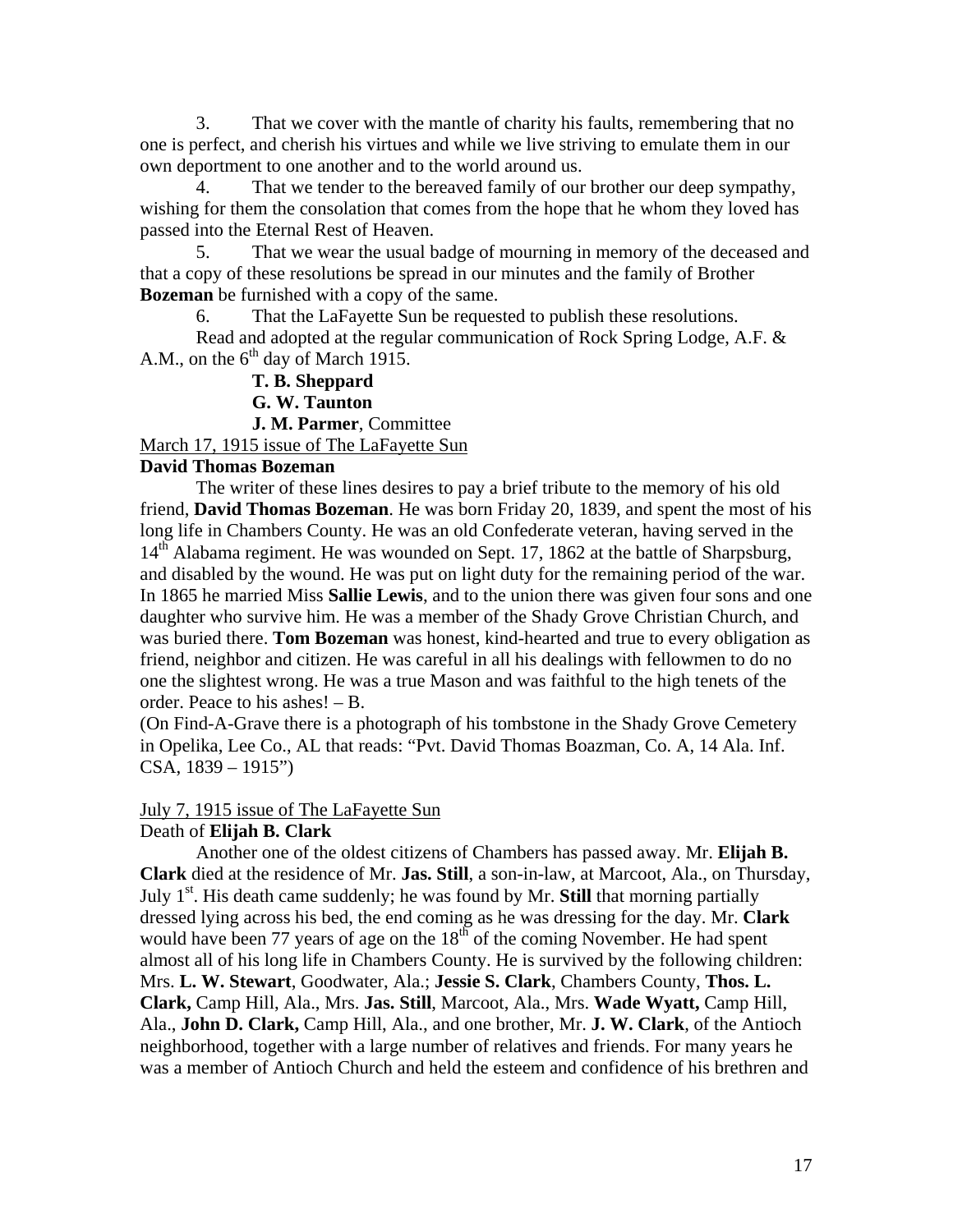3. That we cover with the mantle of charity his faults, remembering that no one is perfect, and cherish his virtues and while we live striving to emulate them in our own deportment to one another and to the world around us.

4. That we tender to the bereaved family of our brother our deep sympathy, wishing for them the consolation that comes from the hope that he whom they loved has passed into the Eternal Rest of Heaven.

5. That we wear the usual badge of mourning in memory of the deceased and that a copy of these resolutions be spread in our minutes and the family of Brother **Bozeman** be furnished with a copy of the same.

6. That the LaFayette Sun be requested to publish these resolutions.

Read and adopted at the regular communication of Rock Spring Lodge, A.F. & A.M., on the 6th day of March 1915.

**T. B. Sheppard**
**G. W. Taunton**
**J. M. Parmer**, Committee

March 17, 1915 issue of The LaFayette Sun

**David Thomas Bozeman**

The writer of these lines desires to pay a brief tribute to the memory of his old friend, **David Thomas Bozeman**. He was born Friday 20, 1839, and spent the most of his long life in Chambers County. He was an old Confederate veteran, having served in the 14th Alabama regiment. He was wounded on Sept. 17, 1862 at the battle of Sharpsburg, and disabled by the wound. He was put on light duty for the remaining period of the war. In 1865 he married Miss **Sallie Lewis**, and to the union there was given four sons and one daughter who survive him. He was a member of the Shady Grove Christian Church, and was buried there. **Tom Bozeman** was honest, kind-hearted and true to every obligation as friend, neighbor and citizen. He was careful in all his dealings with fellowmen to do no one the slightest wrong. He was a true Mason and was faithful to the high tenets of the order. Peace to his ashes! – B.

(On Find-A-Grave there is a photograph of his tombstone in the Shady Grove Cemetery in Opelika, Lee Co., AL that reads: "Pvt. David Thomas Boazman, Co. A, 14 Ala. Inf. CSA, 1839 – 1915")

July 7, 1915 issue of The LaFayette Sun

Death of **Elijah B. Clark**

Another one of the oldest citizens of Chambers has passed away. Mr. **Elijah B. Clark** died at the residence of Mr. **Jas. Still**, a son-in-law, at Marcoot, Ala., on Thursday, July 1st. His death came suddenly; he was found by Mr. **Still** that morning partially dressed lying across his bed, the end coming as he was dressing for the day. Mr. **Clark** would have been 77 years of age on the 18th of the coming November. He had spent almost all of his long life in Chambers County. He is survived by the following children: Mrs. **L. W. Stewart**, Goodwater, Ala.; **Jessie S. Clark**, Chambers County, **Thos. L. Clark,** Camp Hill, Ala., Mrs. **Jas. Still**, Marcoot, Ala., Mrs. **Wade Wyatt,** Camp Hill, Ala., **John D. Clark,** Camp Hill, Ala., and one brother, Mr. **J. W. Clark**, of the Antioch neighborhood, together with a large number of relatives and friends. For many years he was a member of Antioch Church and held the esteem and confidence of his brethren and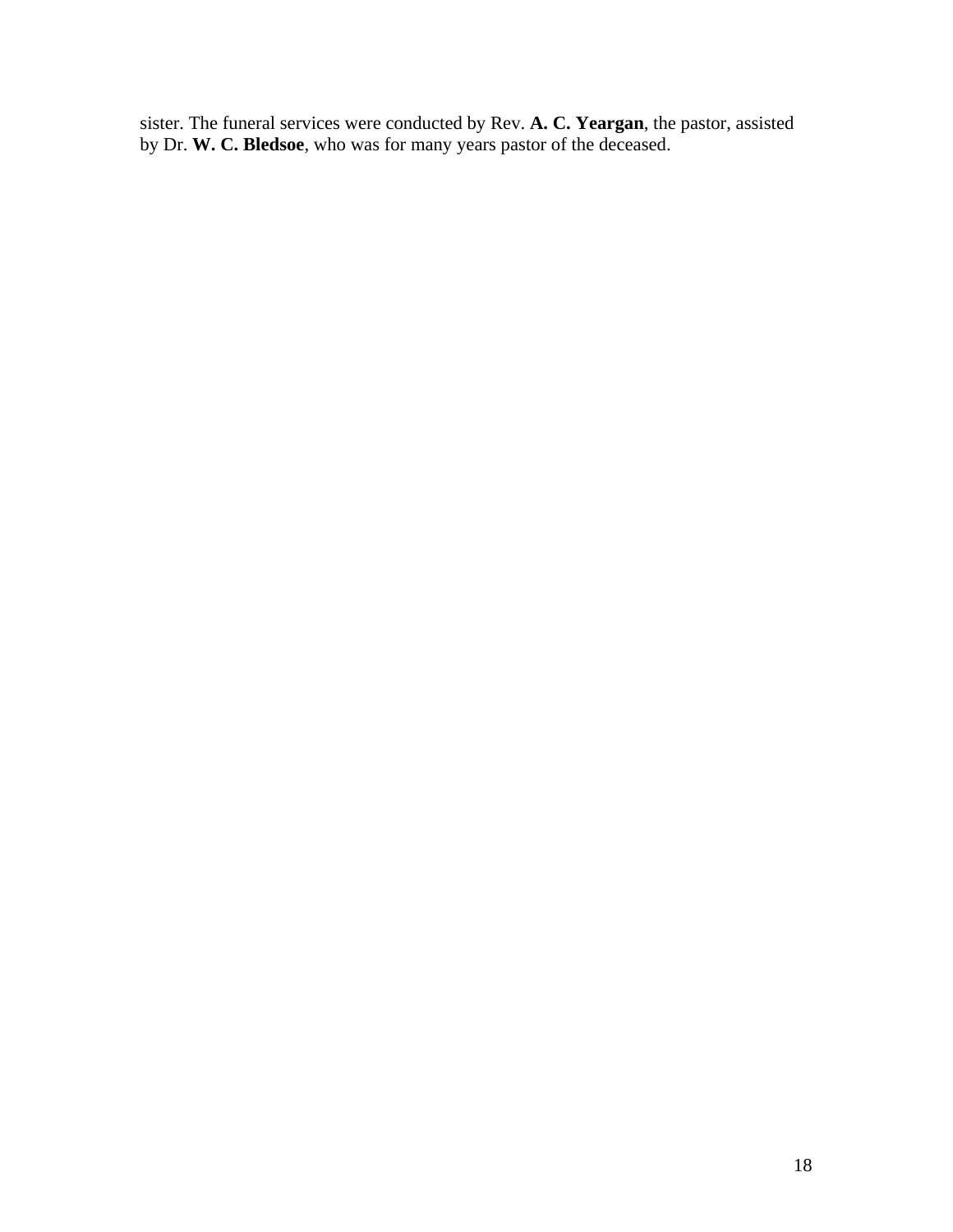sister. The funeral services were conducted by Rev. **A. C. Yeargan**, the pastor, assisted by Dr. **W. C. Bledsoe**, who was for many years pastor of the deceased.